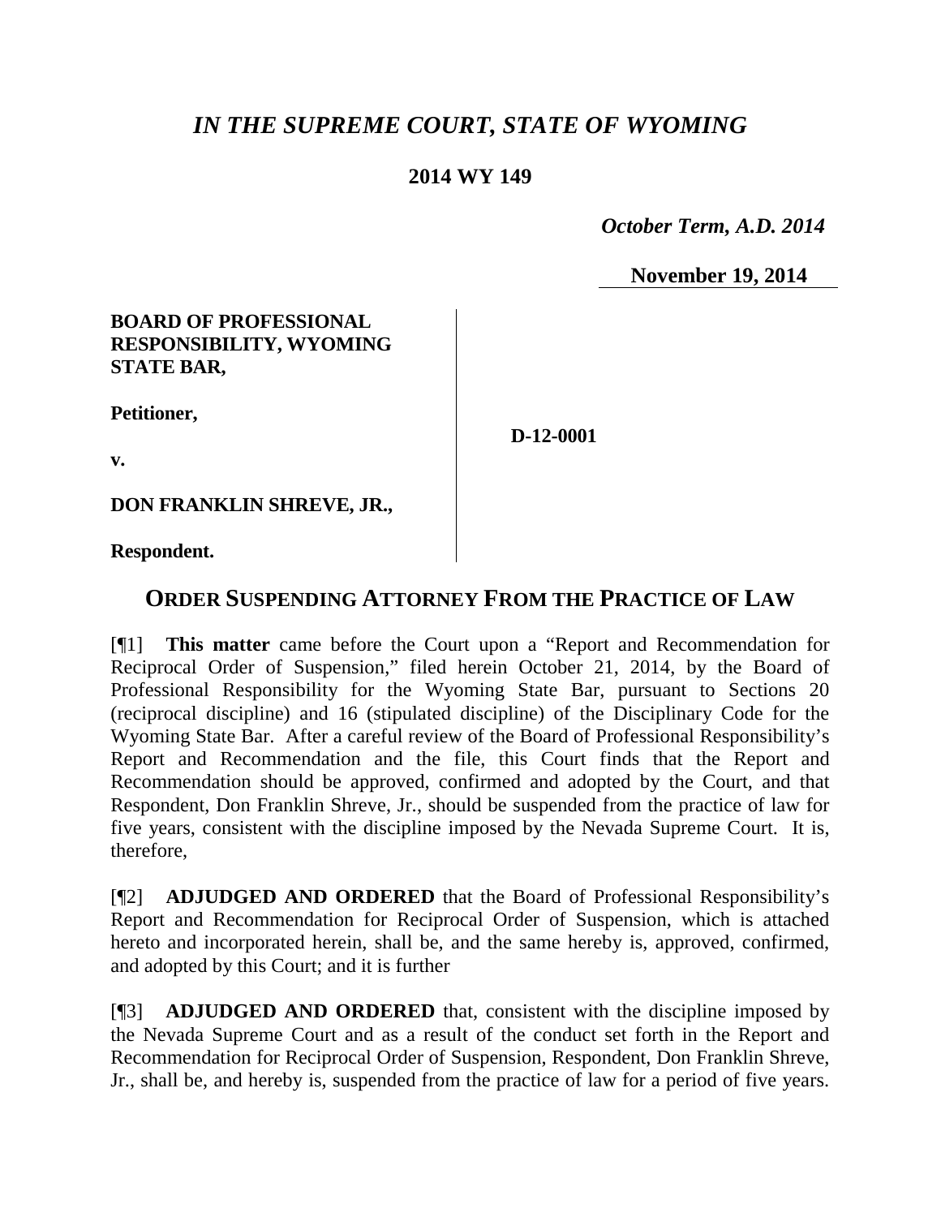# *IN THE SUPREME COURT, STATE OF WYOMING*

**2014 WY 149**

*October Term, A.D. 2014*

**November 19, 2014**

| | |
|---|---|
| **BOARD OF PROFESSIONAL RESPONSIBILITY, WYOMING STATE BAR,**<br><br>**Petitioner,**<br><br>**v.**<br><br>**DON FRANKLIN SHREVE, JR.,**<br><br>**Respondent.** | **D-12-0001** |

## ORDER SUSPENDING ATTORNEY FROM THE PRACTICE OF LAW

[¶1] **This matter** came before the Court upon a "Report and Recommendation for Reciprocal Order of Suspension," filed herein October 21, 2014, by the Board of Professional Responsibility for the Wyoming State Bar, pursuant to Sections 20 (reciprocal discipline) and 16 (stipulated discipline) of the Disciplinary Code for the Wyoming State Bar. After a careful review of the Board of Professional Responsibility's Report and Recommendation and the file, this Court finds that the Report and Recommendation should be approved, confirmed and adopted by the Court, and that Respondent, Don Franklin Shreve, Jr., should be suspended from the practice of law for five years, consistent with the discipline imposed by the Nevada Supreme Court. It is, therefore,

[¶2] **ADJUDGED AND ORDERED** that the Board of Professional Responsibility's Report and Recommendation for Reciprocal Order of Suspension, which is attached hereto and incorporated herein, shall be, and the same hereby is, approved, confirmed, and adopted by this Court; and it is further

[¶3] **ADJUDGED AND ORDERED** that, consistent with the discipline imposed by the Nevada Supreme Court and as a result of the conduct set forth in the Report and Recommendation for Reciprocal Order of Suspension, Respondent, Don Franklin Shreve, Jr., shall be, and hereby is, suspended from the practice of law for a period of five years.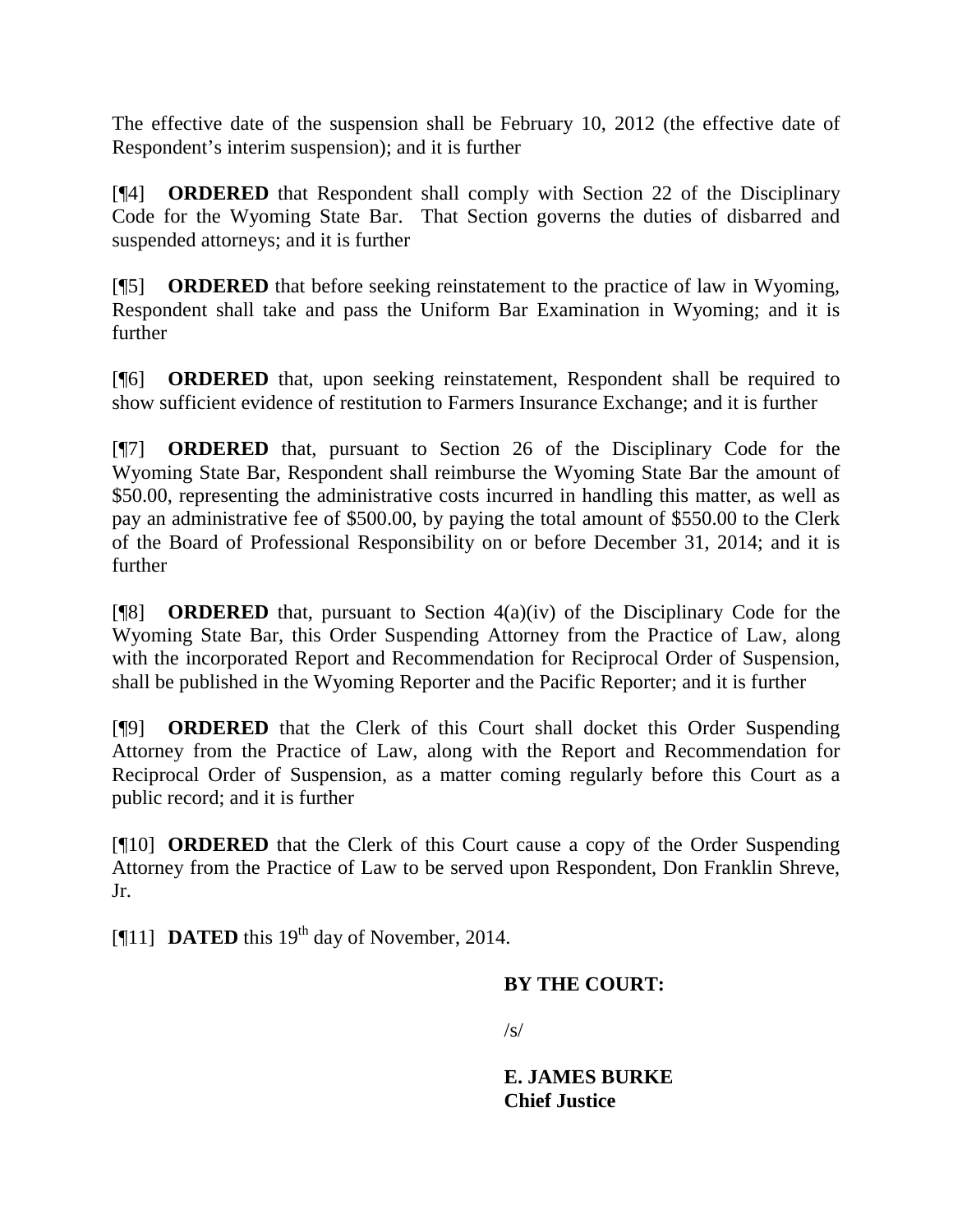The effective date of the suspension shall be February 10, 2012 (the effective date of Respondent's interim suspension); and it is further

[¶4] **ORDERED** that Respondent shall comply with Section 22 of the Disciplinary Code for the Wyoming State Bar. That Section governs the duties of disbarred and suspended attorneys; and it is further

[¶5] **ORDERED** that before seeking reinstatement to the practice of law in Wyoming, Respondent shall take and pass the Uniform Bar Examination in Wyoming; and it is further

[¶6] **ORDERED** that, upon seeking reinstatement, Respondent shall be required to show sufficient evidence of restitution to Farmers Insurance Exchange; and it is further

[¶7] **ORDERED** that, pursuant to Section 26 of the Disciplinary Code for the Wyoming State Bar, Respondent shall reimburse the Wyoming State Bar the amount of $50.00, representing the administrative costs incurred in handling this matter, as well as pay an administrative fee of $500.00, by paying the total amount of $550.00 to the Clerk of the Board of Professional Responsibility on or before December 31, 2014; and it is further

[¶8] **ORDERED** that, pursuant to Section 4(a)(iv) of the Disciplinary Code for the Wyoming State Bar, this Order Suspending Attorney from the Practice of Law, along with the incorporated Report and Recommendation for Reciprocal Order of Suspension, shall be published in the Wyoming Reporter and the Pacific Reporter; and it is further

[¶9] **ORDERED** that the Clerk of this Court shall docket this Order Suspending Attorney from the Practice of Law, along with the Report and Recommendation for Reciprocal Order of Suspension, as a matter coming regularly before this Court as a public record; and it is further

[¶10] **ORDERED** that the Clerk of this Court cause a copy of the Order Suspending Attorney from the Practice of Law to be served upon Respondent, Don Franklin Shreve, Jr.

[¶11] **DATED** this 19th day of November, 2014.

**BY THE COURT:**

/s/

**E. JAMES BURKE**
**Chief Justice**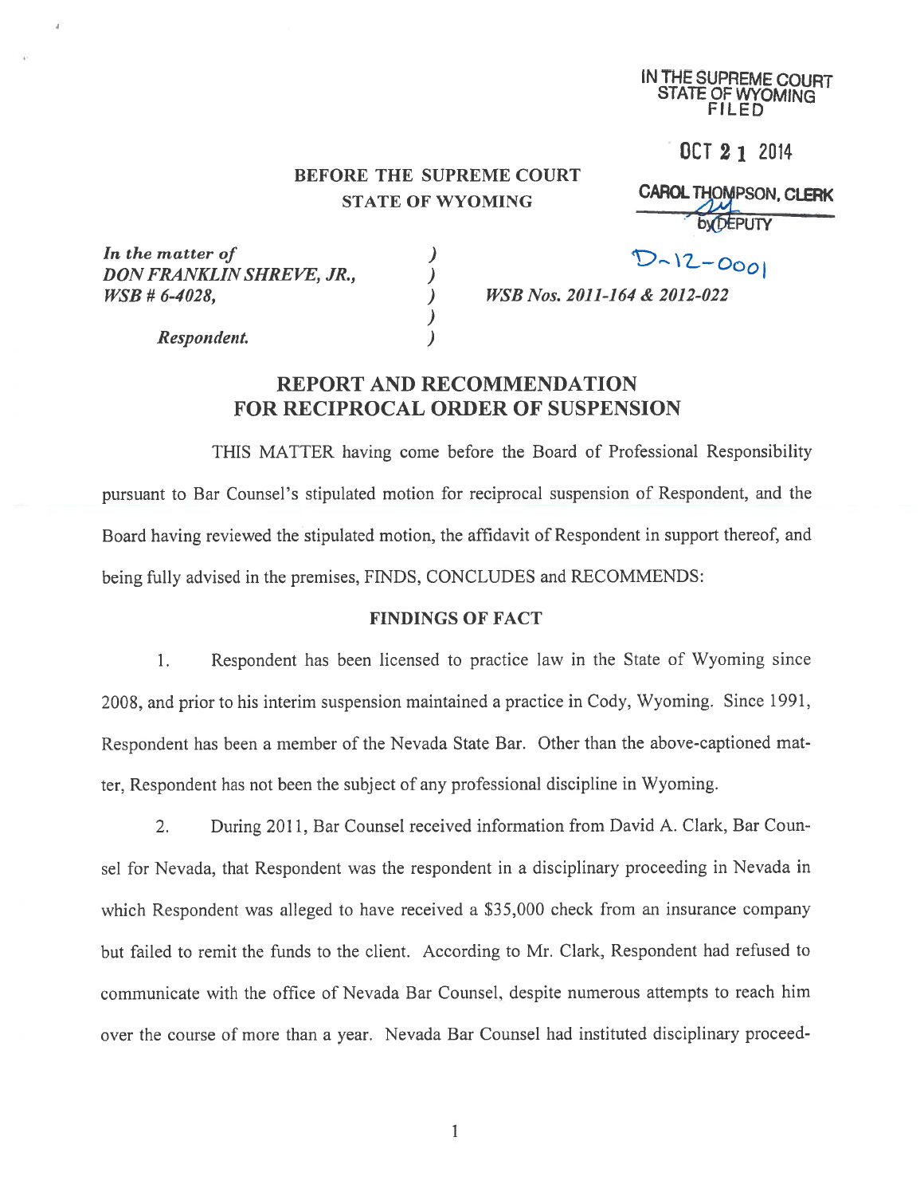IN THE SUPREME COURT
STATE OF WYOMING
FILED

OCT 21 2014

CAROL THOMPSON, CLERK
by DEPUTY

**BEFORE THE SUPREME COURT**
**STATE OF WYOMING**

| | | |
|---|---|---|
| *In the matter of* | ) | D-12-0001 |
| *DON FRANKLIN SHREVE, JR.,* | ) | |
| *WSB # 6-4028,* | ) | *WSB Nos. 2011-164 & 2012-022* |
| | ) | |
| ***Respondent.*** | ) | |

## REPORT AND RECOMMENDATION FOR RECIPROCAL ORDER OF SUSPENSION

THIS MATTER having come before the Board of Professional Responsibility pursuant to Bar Counsel's stipulated motion for reciprocal suspension of Respondent, and the Board having reviewed the stipulated motion, the affidavit of Respondent in support thereof, and being fully advised in the premises, FINDS, CONCLUDES and RECOMMENDS:

### FINDINGS OF FACT

1. Respondent has been licensed to practice law in the State of Wyoming since 2008, and prior to his interim suspension maintained a practice in Cody, Wyoming. Since 1991, Respondent has been a member of the Nevada State Bar. Other than the above-captioned matter, Respondent has not been the subject of any professional discipline in Wyoming.

2. During 2011, Bar Counsel received information from David A. Clark, Bar Counsel for Nevada, that Respondent was the respondent in a disciplinary proceeding in Nevada in which Respondent was alleged to have received a $35,000 check from an insurance company but failed to remit the funds to the client. According to Mr. Clark, Respondent had refused to communicate with the office of Nevada Bar Counsel, despite numerous attempts to reach him over the course of more than a year. Nevada Bar Counsel had instituted disciplinary proceed-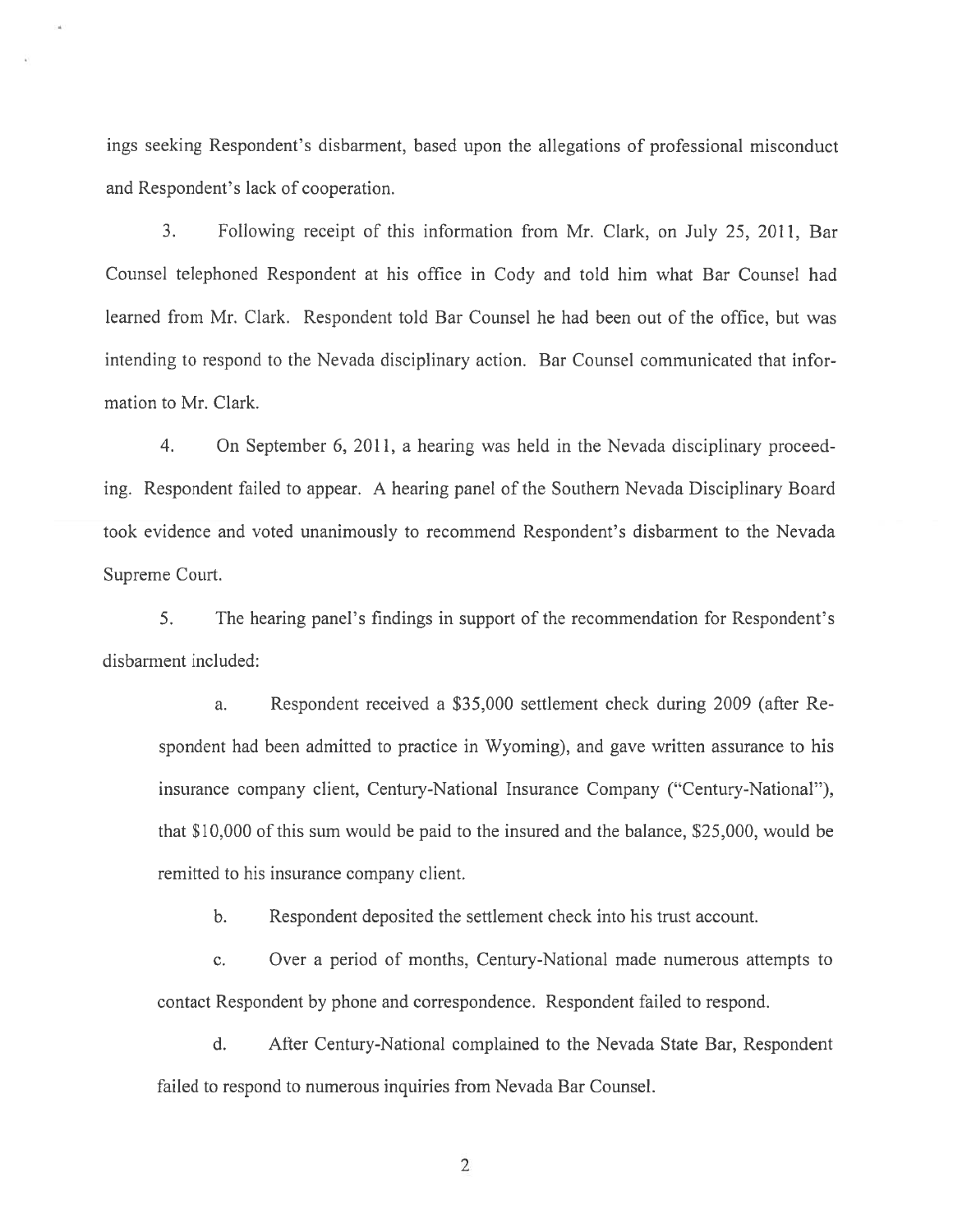ings seeking Respondent's disbarment, based upon the allegations of professional misconduct and Respondent's lack of cooperation.

3. Following receipt of this information from Mr. Clark, on July 25, 2011, Bar Counsel telephoned Respondent at his office in Cody and told him what Bar Counsel had learned from Mr. Clark. Respondent told Bar Counsel he had been out of the office, but was intending to respond to the Nevada disciplinary action. Bar Counsel communicated that information to Mr. Clark.

4. On September 6, 2011, a hearing was held in the Nevada disciplinary proceeding. Respondent failed to appear. A hearing panel of the Southern Nevada Disciplinary Board took evidence and voted unanimously to recommend Respondent's disbarment to the Nevada Supreme Court.

5. The hearing panel's findings in support of the recommendation for Respondent's disbarment included:

a. Respondent received a $35,000 settlement check during 2009 (after Respondent had been admitted to practice in Wyoming), and gave written assurance to his insurance company client, Century-National Insurance Company ("Century-National"), that $10,000 of this sum would be paid to the insured and the balance, $25,000, would be remitted to his insurance company client.

b. Respondent deposited the settlement check into his trust account.

c. Over a period of months, Century-National made numerous attempts to contact Respondent by phone and correspondence. Respondent failed to respond.

d. After Century-National complained to the Nevada State Bar, Respondent failed to respond to numerous inquiries from Nevada Bar Counsel.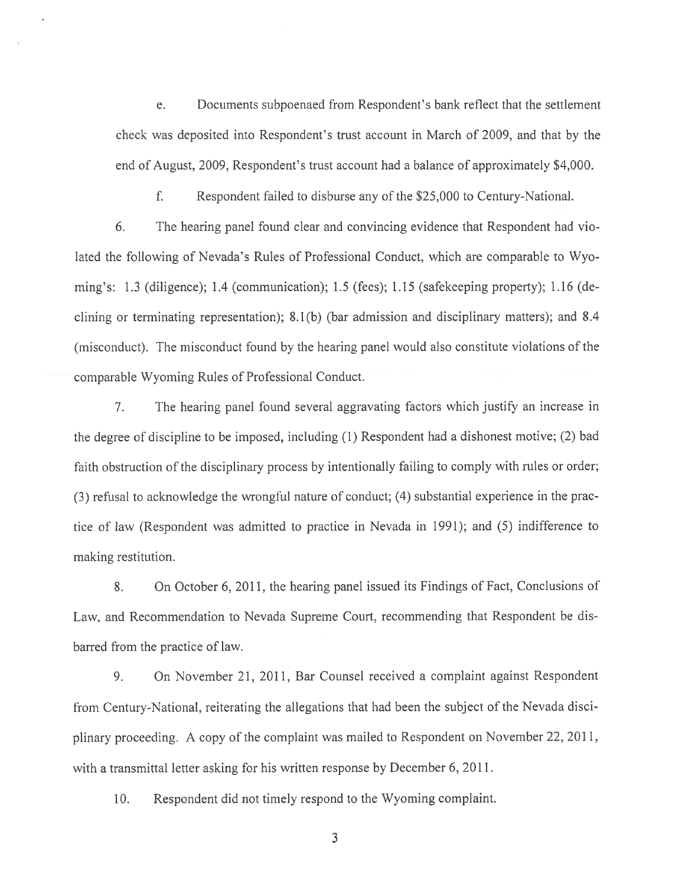e. Documents subpoenaed from Respondent's bank reflect that the settlement check was deposited into Respondent's trust account in March of 2009, and that by the end of August, 2009, Respondent's trust account had a balance of approximately $4,000.

f. Respondent failed to disburse any of the $25,000 to Century-National.

6. The hearing panel found clear and convincing evidence that Respondent had violated the following of Nevada's Rules of Professional Conduct, which are comparable to Wyoming's: 1.3 (diligence); 1.4 (communication); 1.5 (fees); 1.15 (safekeeping property); 1.16 (declining or terminating representation); 8.1(b) (bar admission and disciplinary matters); and 8.4 (misconduct). The misconduct found by the hearing panel would also constitute violations of the comparable Wyoming Rules of Professional Conduct.

7. The hearing panel found several aggravating factors which justify an increase in the degree of discipline to be imposed, including (1) Respondent had a dishonest motive; (2) bad faith obstruction of the disciplinary process by intentionally failing to comply with rules or order; (3) refusal to acknowledge the wrongful nature of conduct; (4) substantial experience in the practice of law (Respondent was admitted to practice in Nevada in 1991); and (5) indifference to making restitution.

8. On October 6, 2011, the hearing panel issued its Findings of Fact, Conclusions of Law, and Recommendation to Nevada Supreme Court, recommending that Respondent be disbarred from the practice of law.

9. On November 21, 2011, Bar Counsel received a complaint against Respondent from Century-National, reiterating the allegations that had been the subject of the Nevada disciplinary proceeding. A copy of the complaint was mailed to Respondent on November 22, 2011, with a transmittal letter asking for his written response by December 6, 2011.

10. Respondent did not timely respond to the Wyoming complaint.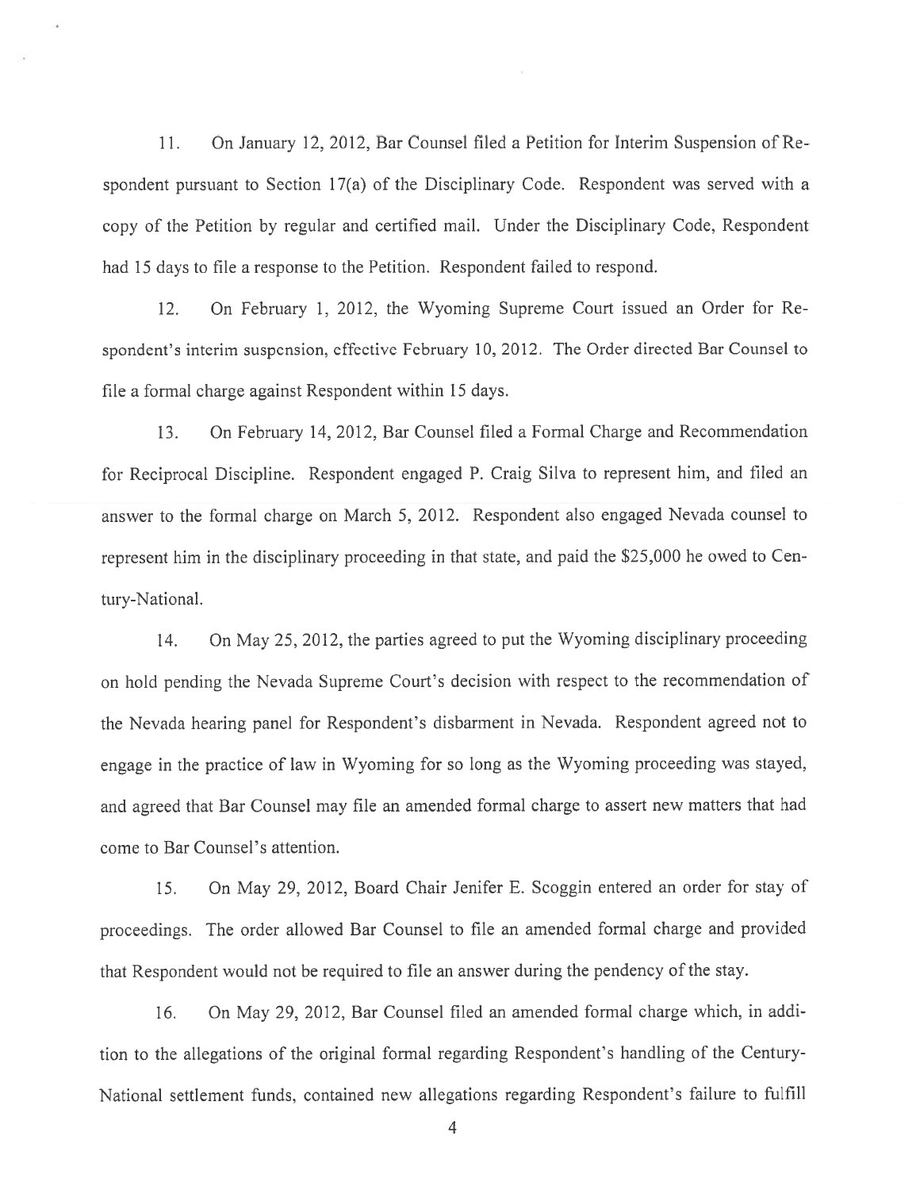11. On January 12, 2012, Bar Counsel filed a Petition for Interim Suspension of Respondent pursuant to Section 17(a) of the Disciplinary Code. Respondent was served with a copy of the Petition by regular and certified mail. Under the Disciplinary Code, Respondent had 15 days to file a response to the Petition. Respondent failed to respond.

12. On February 1, 2012, the Wyoming Supreme Court issued an Order for Respondent's interim suspension, effective February 10, 2012. The Order directed Bar Counsel to file a formal charge against Respondent within 15 days.

13. On February 14, 2012, Bar Counsel filed a Formal Charge and Recommendation for Reciprocal Discipline. Respondent engaged P. Craig Silva to represent him, and filed an answer to the formal charge on March 5, 2012. Respondent also engaged Nevada counsel to represent him in the disciplinary proceeding in that state, and paid the $25,000 he owed to Century-National.

14. On May 25, 2012, the parties agreed to put the Wyoming disciplinary proceeding on hold pending the Nevada Supreme Court's decision with respect to the recommendation of the Nevada hearing panel for Respondent's disbarment in Nevada. Respondent agreed not to engage in the practice of law in Wyoming for so long as the Wyoming proceeding was stayed, and agreed that Bar Counsel may file an amended formal charge to assert new matters that had come to Bar Counsel's attention.

15. On May 29, 2012, Board Chair Jenifer E. Scoggin entered an order for stay of proceedings. The order allowed Bar Counsel to file an amended formal charge and provided that Respondent would not be required to file an answer during the pendency of the stay.

16. On May 29, 2012, Bar Counsel filed an amended formal charge which, in addition to the allegations of the original formal regarding Respondent's handling of the Century-National settlement funds, contained new allegations regarding Respondent's failure to fulfill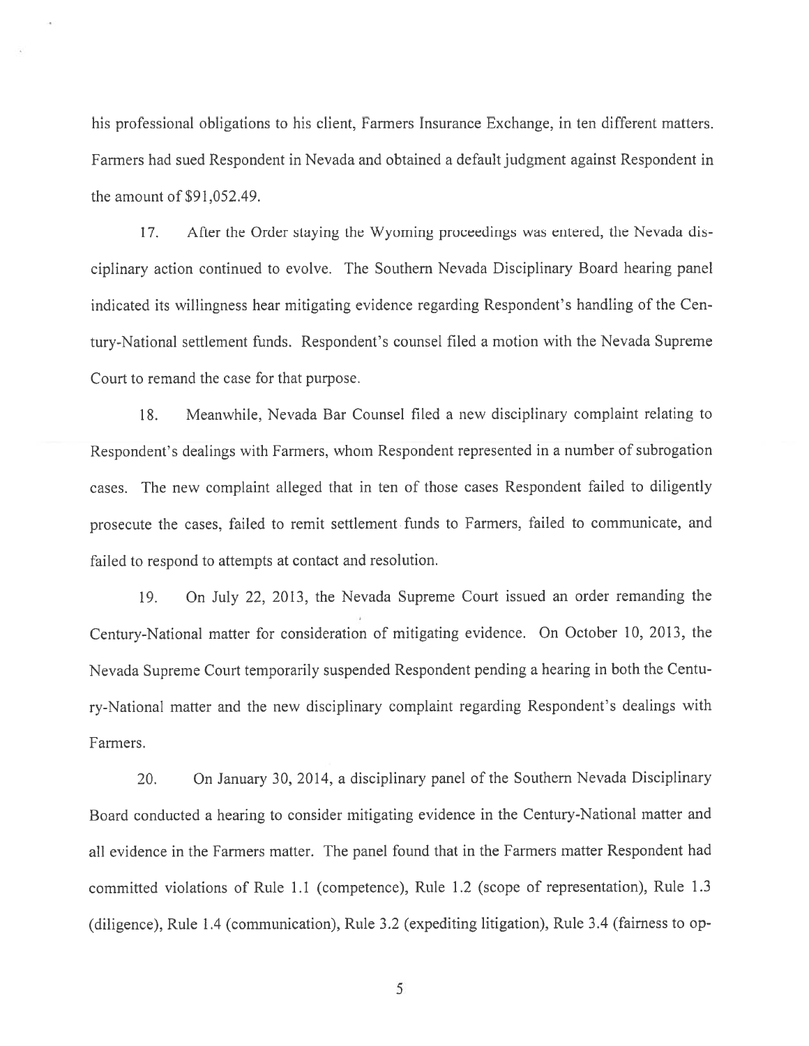his professional obligations to his client, Farmers Insurance Exchange, in ten different matters. Farmers had sued Respondent in Nevada and obtained a default judgment against Respondent in the amount of $91,052.49.

17. After the Order staying the Wyoming proceedings was entered, the Nevada disciplinary action continued to evolve. The Southern Nevada Disciplinary Board hearing panel indicated its willingness hear mitigating evidence regarding Respondent's handling of the Century-National settlement funds. Respondent's counsel filed a motion with the Nevada Supreme Court to remand the case for that purpose.

18. Meanwhile, Nevada Bar Counsel filed a new disciplinary complaint relating to Respondent's dealings with Farmers, whom Respondent represented in a number of subrogation cases. The new complaint alleged that in ten of those cases Respondent failed to diligently prosecute the cases, failed to remit settlement funds to Farmers, failed to communicate, and failed to respond to attempts at contact and resolution.

19. On July 22, 2013, the Nevada Supreme Court issued an order remanding the Century-National matter for consideration of mitigating evidence. On October 10, 2013, the Nevada Supreme Court temporarily suspended Respondent pending a hearing in both the Century-National matter and the new disciplinary complaint regarding Respondent's dealings with Farmers.

20. On January 30, 2014, a disciplinary panel of the Southern Nevada Disciplinary Board conducted a hearing to consider mitigating evidence in the Century-National matter and all evidence in the Farmers matter. The panel found that in the Farmers matter Respondent had committed violations of Rule 1.1 (competence), Rule 1.2 (scope of representation), Rule 1.3 (diligence), Rule 1.4 (communication), Rule 3.2 (expediting litigation), Rule 3.4 (fairness to op-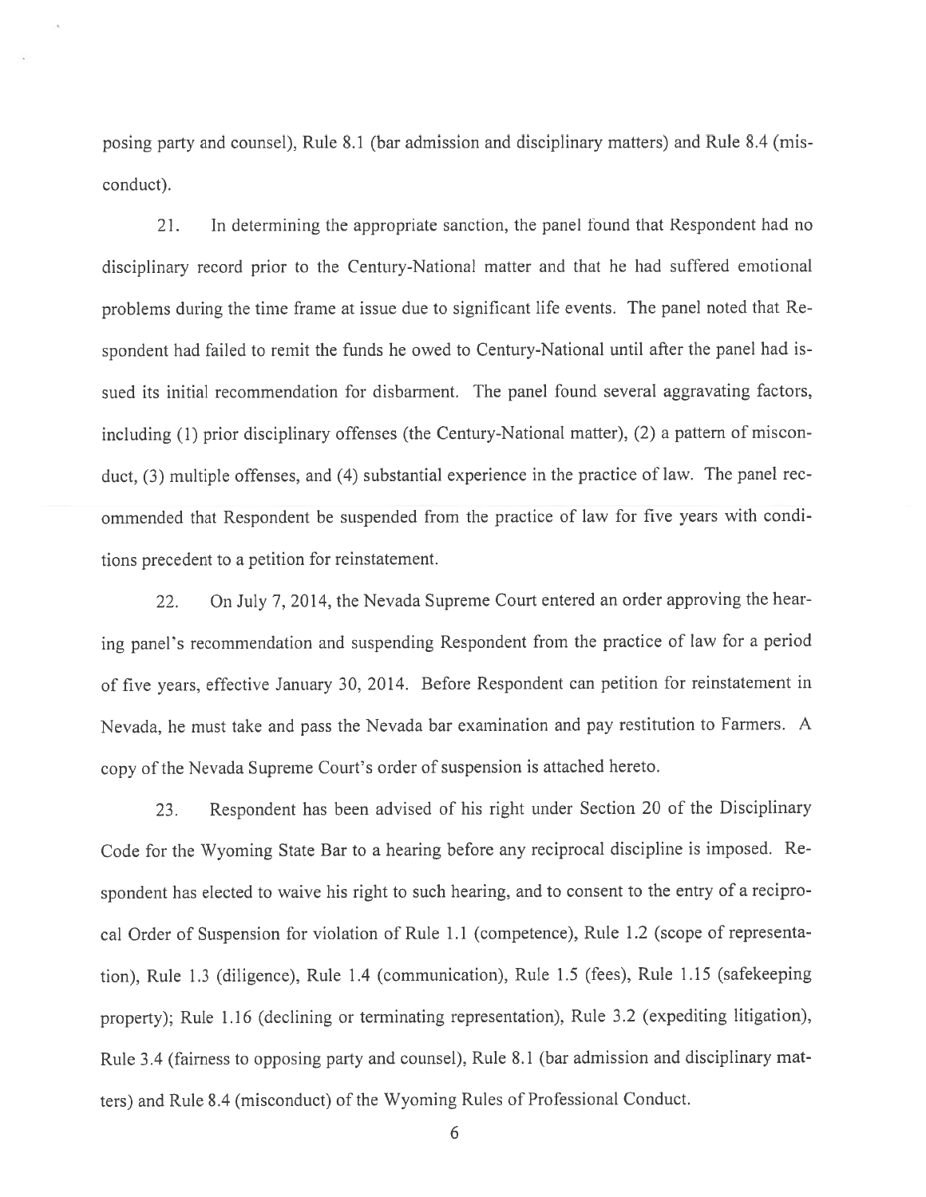posing party and counsel), Rule 8.1 (bar admission and disciplinary matters) and Rule 8.4 (misconduct).

21. In determining the appropriate sanction, the panel found that Respondent had no disciplinary record prior to the Century-National matter and that he had suffered emotional problems during the time frame at issue due to significant life events. The panel noted that Respondent had failed to remit the funds he owed to Century-National until after the panel had issued its initial recommendation for disbarment. The panel found several aggravating factors, including (1) prior disciplinary offenses (the Century-National matter), (2) a pattern of misconduct, (3) multiple offenses, and (4) substantial experience in the practice of law. The panel recommended that Respondent be suspended from the practice of law for five years with conditions precedent to a petition for reinstatement.

22. On July 7, 2014, the Nevada Supreme Court entered an order approving the hearing panel's recommendation and suspending Respondent from the practice of law for a period of five years, effective January 30, 2014. Before Respondent can petition for reinstatement in Nevada, he must take and pass the Nevada bar examination and pay restitution to Farmers. A copy of the Nevada Supreme Court's order of suspension is attached hereto.

23. Respondent has been advised of his right under Section 20 of the Disciplinary Code for the Wyoming State Bar to a hearing before any reciprocal discipline is imposed. Respondent has elected to waive his right to such hearing, and to consent to the entry of a reciprocal Order of Suspension for violation of Rule 1.1 (competence), Rule 1.2 (scope of representation), Rule 1.3 (diligence), Rule 1.4 (communication), Rule 1.5 (fees), Rule 1.15 (safekeeping property); Rule 1.16 (declining or terminating representation), Rule 3.2 (expediting litigation), Rule 3.4 (fairness to opposing party and counsel), Rule 8.1 (bar admission and disciplinary matters) and Rule 8.4 (misconduct) of the Wyoming Rules of Professional Conduct.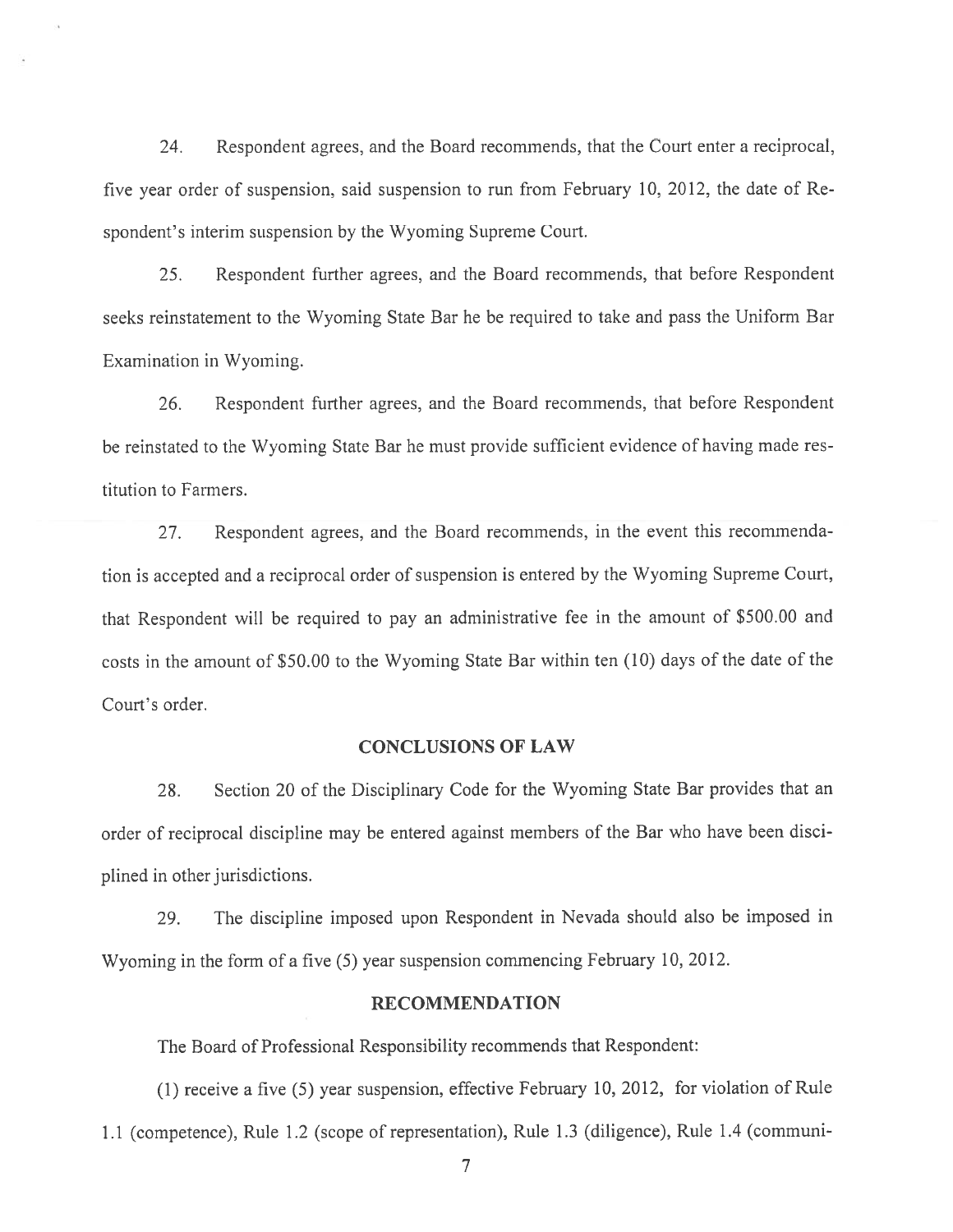24. Respondent agrees, and the Board recommends, that the Court enter a reciprocal, five year order of suspension, said suspension to run from February 10, 2012, the date of Respondent's interim suspension by the Wyoming Supreme Court.

25. Respondent further agrees, and the Board recommends, that before Respondent seeks reinstatement to the Wyoming State Bar he be required to take and pass the Uniform Bar Examination in Wyoming.

26. Respondent further agrees, and the Board recommends, that before Respondent be reinstated to the Wyoming State Bar he must provide sufficient evidence of having made restitution to Farmers.

27. Respondent agrees, and the Board recommends, in the event this recommendation is accepted and a reciprocal order of suspension is entered by the Wyoming Supreme Court, that Respondent will be required to pay an administrative fee in the amount of $500.00 and costs in the amount of $50.00 to the Wyoming State Bar within ten (10) days of the date of the Court's order.

## CONCLUSIONS OF LAW

28. Section 20 of the Disciplinary Code for the Wyoming State Bar provides that an order of reciprocal discipline may be entered against members of the Bar who have been disciplined in other jurisdictions.

29. The discipline imposed upon Respondent in Nevada should also be imposed in Wyoming in the form of a five (5) year suspension commencing February 10, 2012.

## RECOMMENDATION

The Board of Professional Responsibility recommends that Respondent:

(1) receive a five (5) year suspension, effective February 10, 2012, for violation of Rule 1.1 (competence), Rule 1.2 (scope of representation), Rule 1.3 (diligence), Rule 1.4 (communi-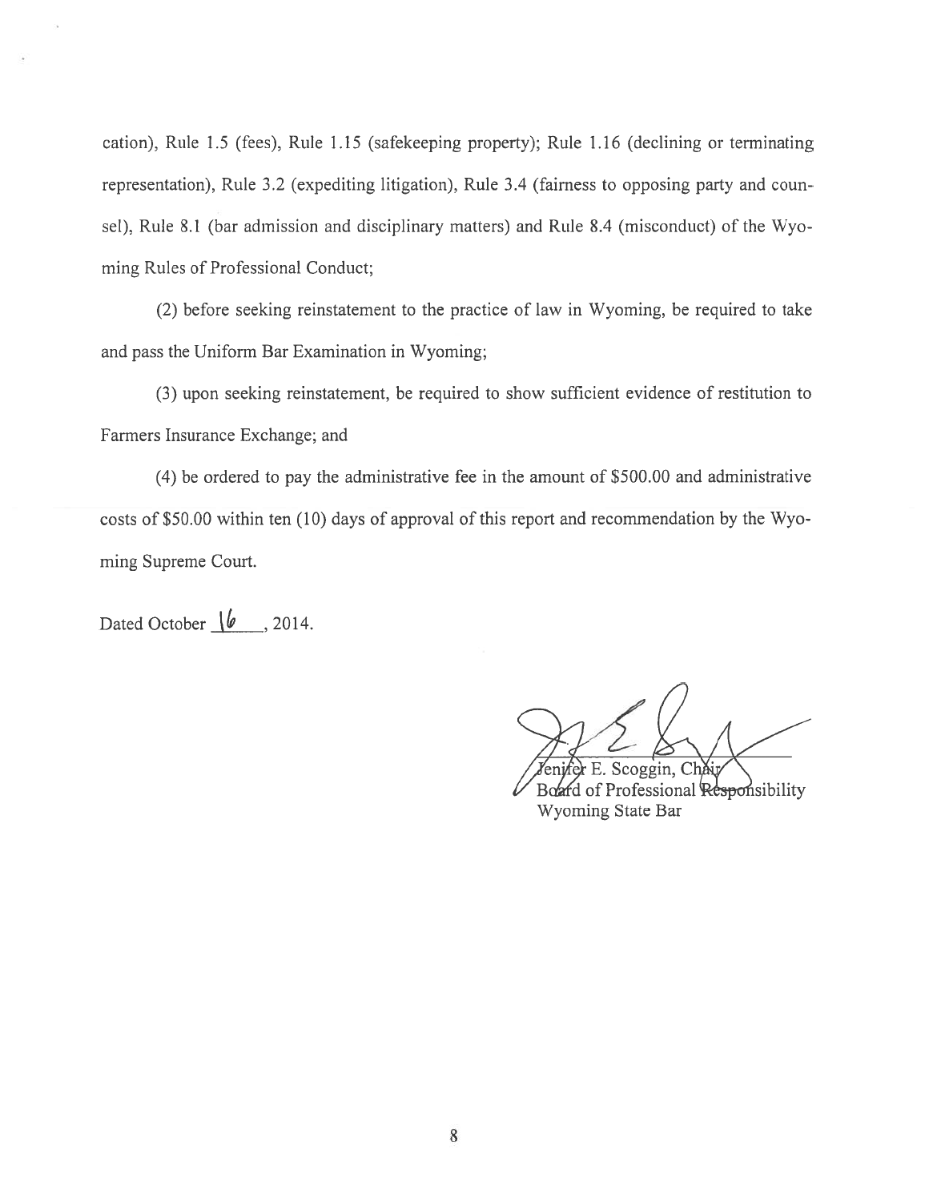cation), Rule 1.5 (fees), Rule 1.15 (safekeeping property); Rule 1.16 (declining or terminating representation), Rule 3.2 (expediting litigation), Rule 3.4 (fairness to opposing party and counsel), Rule 8.1 (bar admission and disciplinary matters) and Rule 8.4 (misconduct) of the Wyoming Rules of Professional Conduct;

(2) before seeking reinstatement to the practice of law in Wyoming, be required to take and pass the Uniform Bar Examination in Wyoming;

(3) upon seeking reinstatement, be required to show sufficient evidence of restitution to Farmers Insurance Exchange; and

(4) be ordered to pay the administrative fee in the amount of $500.00 and administrative costs of $50.00 within ten (10) days of approval of this report and recommendation by the Wyoming Supreme Court.

Dated October 16, 2014.

Jenifer E. Scoggin, Chair
Board of Professional Responsibility
Wyoming State Bar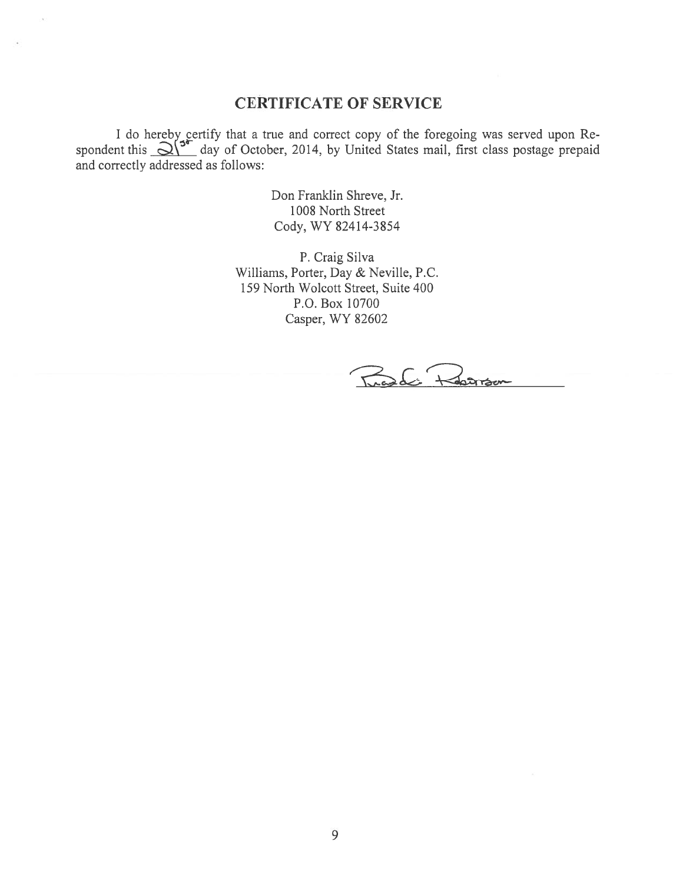## CERTIFICATE OF SERVICE

I do hereby certify that a true and correct copy of the foregoing was served upon Respondent this 21st day of October, 2014, by United States mail, first class postage prepaid and correctly addressed as follows:

Don Franklin Shreve, Jr.
1008 North Street
Cody, WY 82414-3854

P. Craig Silva
Williams, Porter, Day & Neville, P.C.
159 North Wolcott Street, Suite 400
P.O. Box 10700
Casper, WY 82602

_______________________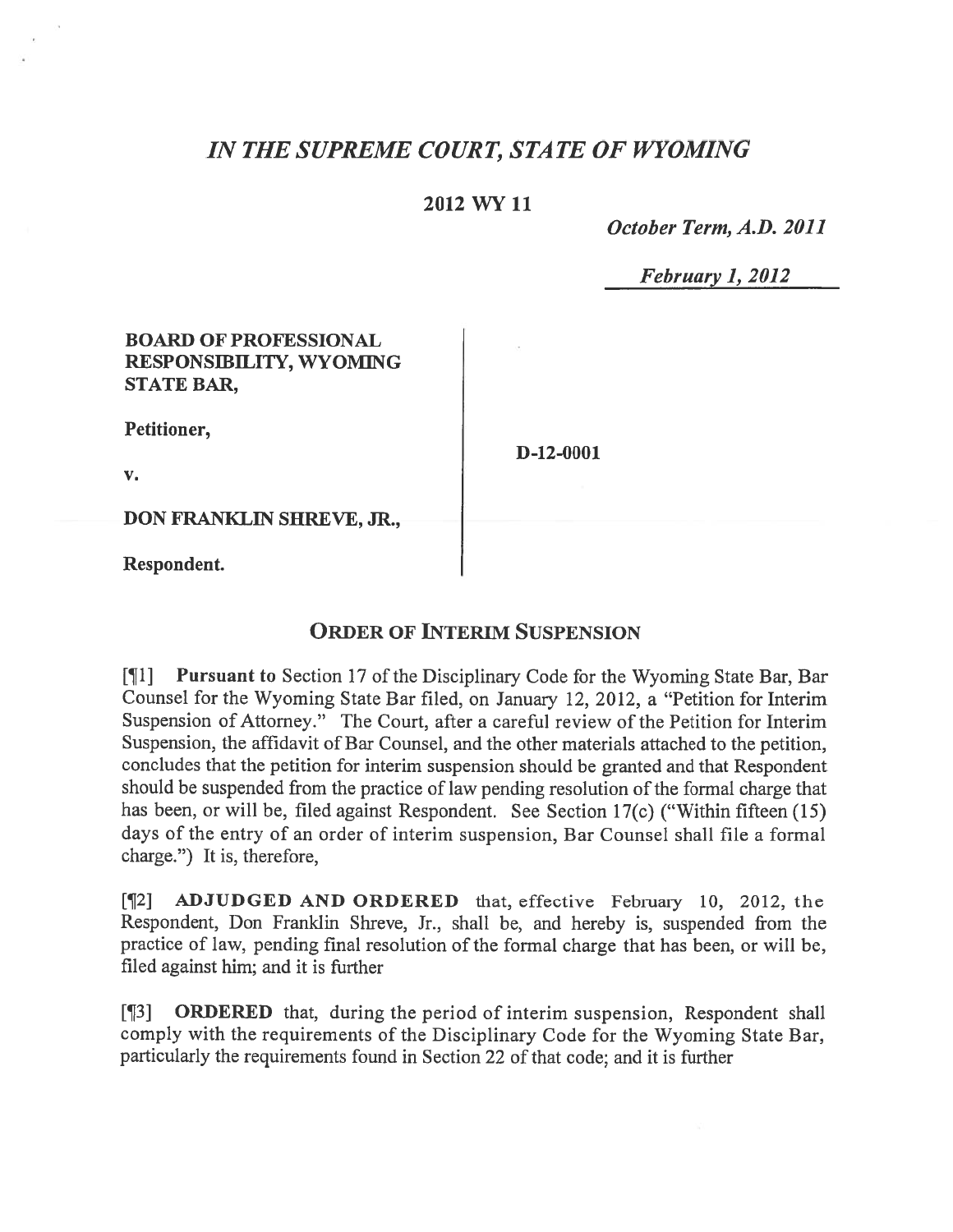# *IN THE SUPREME COURT, STATE OF WYOMING*

**2012 WY 11**

*October Term, A.D. 2011*

*February 1, 2012*

**BOARD OF PROFESSIONAL RESPONSIBILITY, WYOMING STATE BAR,**

**Petitioner,**

**v.**

**D-12-0001**

**DON FRANKLIN SHREVE, JR.,**

**Respondent.**

## ORDER OF INTERIM SUSPENSION

[¶1] **Pursuant to** Section 17 of the Disciplinary Code for the Wyoming State Bar, Bar Counsel for the Wyoming State Bar filed, on January 12, 2012, a "Petition for Interim Suspension of Attorney." The Court, after a careful review of the Petition for Interim Suspension, the affidavit of Bar Counsel, and the other materials attached to the petition, concludes that the petition for interim suspension should be granted and that Respondent should be suspended from the practice of law pending resolution of the formal charge that has been, or will be, filed against Respondent. See Section 17(c) ("Within fifteen (15) days of the entry of an order of interim suspension, Bar Counsel shall file a formal charge.") It is, therefore,

[¶2] **ADJUDGED AND ORDERED** that, effective February 10, 2012, the Respondent, Don Franklin Shreve, Jr., shall be, and hereby is, suspended from the practice of law, pending final resolution of the formal charge that has been, or will be, filed against him; and it is further

[¶3] **ORDERED** that, during the period of interim suspension, Respondent shall comply with the requirements of the Disciplinary Code for the Wyoming State Bar, particularly the requirements found in Section 22 of that code; and it is further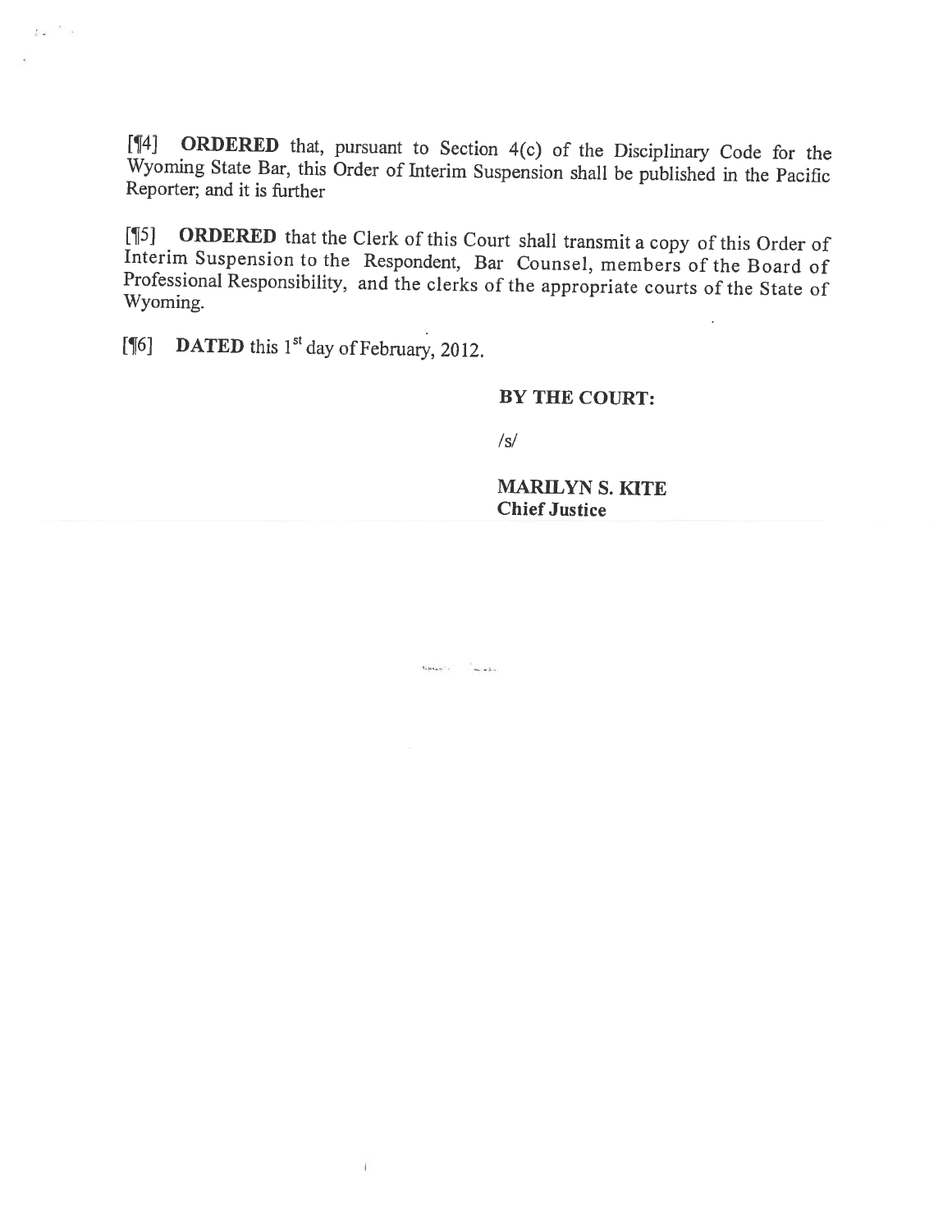[¶4] **ORDERED** that, pursuant to Section 4(c) of the Disciplinary Code for the Wyoming State Bar, this Order of Interim Suspension shall be published in the Pacific Reporter; and it is further

[¶5] **ORDERED** that the Clerk of this Court shall transmit a copy of this Order of Interim Suspension to the Respondent, Bar Counsel, members of the Board of Professional Responsibility, and the clerks of the appropriate courts of the State of Wyoming.

[¶6] **DATED** this 1st day of February, 2012.

**BY THE COURT:**

/s/

**MARILYN S. KITE**
**Chief Justice**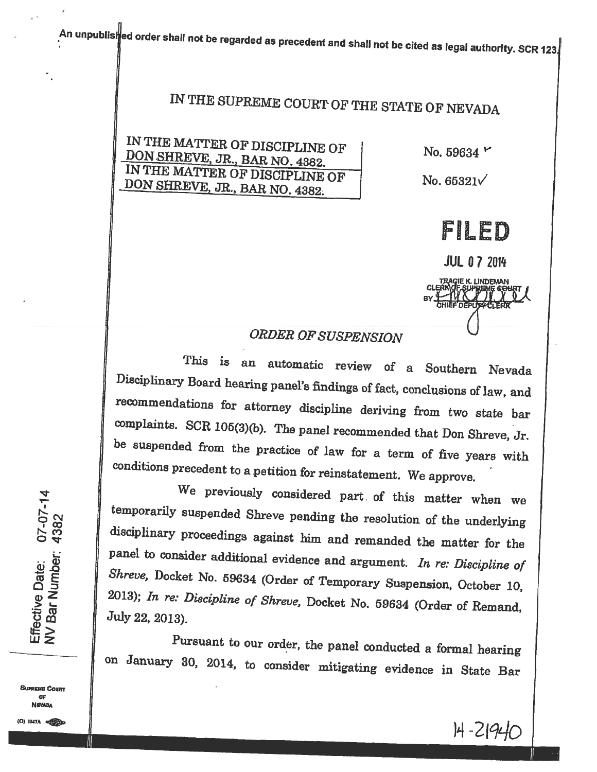An unpublished order shall not be regarded as precedent and shall not be cited as legal authority. SCR 123.

# IN THE SUPREME COURT OF THE STATE OF NEVADA

| | |
|---|---|
| IN THE MATTER OF DISCIPLINE OF DON SHREVE, JR., BAR NO. 4382. | No. 59634 |
| IN THE MATTER OF DISCIPLINE OF DON SHREVE, JR., BAR NO. 4382. | No. 65321 |

**FILED**

JUL 07 2014

TRACIE K. LINDEMAN
CLERK OF SUPREME COURT
BY
CHIEF DEPUTY CLERK

## *ORDER OF SUSPENSION*

This is an automatic review of a Southern Nevada Disciplinary Board hearing panel's findings of fact, conclusions of law, and recommendations for attorney discipline deriving from two state bar complaints. SCR 105(3)(b). The panel recommended that Don Shreve, Jr. be suspended from the practice of law for a term of five years with conditions precedent to a petition for reinstatement. We approve.

We previously considered part of this matter when we temporarily suspended Shreve pending the resolution of the underlying disciplinary proceedings against him and remanded the matter for the panel to consider additional evidence and argument. *In re: Discipline of Shreve*, Docket No. 59634 (Order of Temporary Suspension, October 10, 2013); *In re: Discipline of Shreve*, Docket No. 59634 (Order of Remand, July 22, 2013).

Pursuant to our order, the panel conducted a formal hearing on January 30, 2014, to consider mitigating evidence in State Bar

Effective Date: 07-07-14
NV Bar Number: 4382

14-21940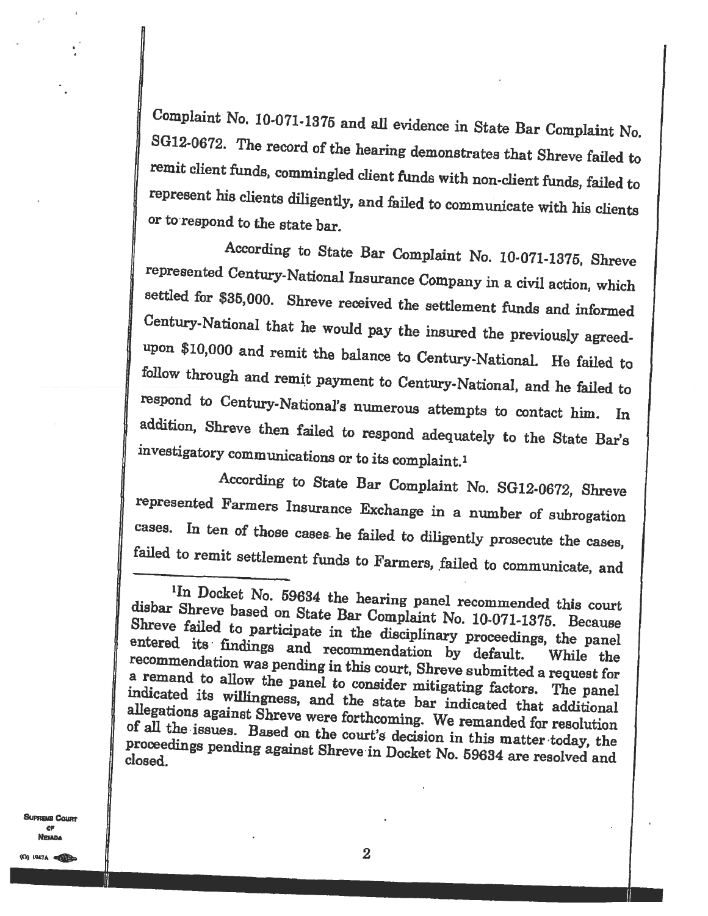Complaint No. 10-071-1375 and all evidence in State Bar Complaint No. SG12-0672. The record of the hearing demonstrates that Shreve failed to remit client funds, commingled client funds with non-client funds, failed to represent his clients diligently, and failed to communicate with his clients or to respond to the state bar.

According to State Bar Complaint No. 10-071-1375, Shreve represented Century-National Insurance Company in a civil action, which settled for $35,000. Shreve received the settlement funds and informed Century-National that he would pay the insured the previously agreed-upon $10,000 and remit the balance to Century-National. He failed to follow through and remit payment to Century-National, and he failed to respond to Century-National's numerous attempts to contact him. In addition, Shreve then failed to respond adequately to the State Bar's investigatory communications or to its complaint.[1]

According to State Bar Complaint No. SG12-0672, Shreve represented Farmers Insurance Exchange in a number of subrogation cases. In ten of those cases he failed to diligently prosecute the cases, failed to remit settlement funds to Farmers, failed to communicate, and

---

[1]In Docket No. 59634 the hearing panel recommended this court disbar Shreve based on State Bar Complaint No. 10-071-1375. Because Shreve failed to participate in the disciplinary proceedings, the panel entered its findings and recommendation by default. While the recommendation was pending in this court, Shreve submitted a request for a remand to allow the panel to consider mitigating factors. The panel indicated its willingness, and the state bar indicated that additional allegations against Shreve were forthcoming. We remanded for resolution of all the issues. Based on the court's decision in this matter today, the proceedings pending against Shreve in Docket No. 59634 are resolved and closed.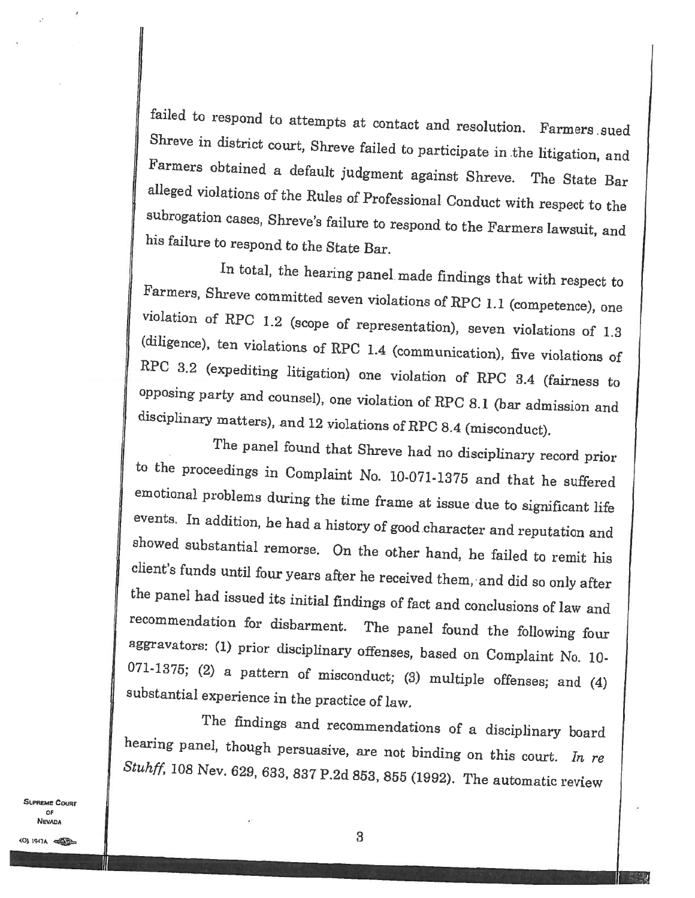failed to respond to attempts at contact and resolution. Farmers sued Shreve in district court, Shreve failed to participate in the litigation, and Farmers obtained a default judgment against Shreve. The State Bar alleged violations of the Rules of Professional Conduct with respect to the subrogation cases, Shreve's failure to respond to the Farmers lawsuit, and his failure to respond to the State Bar.

In total, the hearing panel made findings that with respect to Farmers, Shreve committed seven violations of RPC 1.1 (competence), one violation of RPC 1.2 (scope of representation), seven violations of 1.3 (diligence), ten violations of RPC 1.4 (communication), five violations of RPC 3.2 (expediting litigation) one violation of RPC 3.4 (fairness to opposing party and counsel), one violation of RPC 8.1 (bar admission and disciplinary matters), and 12 violations of RPC 8.4 (misconduct).

The panel found that Shreve had no disciplinary record prior to the proceedings in Complaint No. 10-071-1375 and that he suffered emotional problems during the time frame at issue due to significant life events. In addition, he had a history of good character and reputation and showed substantial remorse. On the other hand, he failed to remit his client's funds until four years after he received them, and did so only after the panel had issued its initial findings of fact and conclusions of law and recommendation for disbarment. The panel found the following four aggravators: (1) prior disciplinary offenses, based on Complaint No. 10-071-1375; (2) a pattern of misconduct; (3) multiple offenses; and (4) substantial experience in the practice of law.

The findings and recommendations of a disciplinary board hearing panel, though persuasive, are not binding on this court. *In re Stuhff*, 108 Nev. 629, 633, 837 P.2d 853, 855 (1992). The automatic review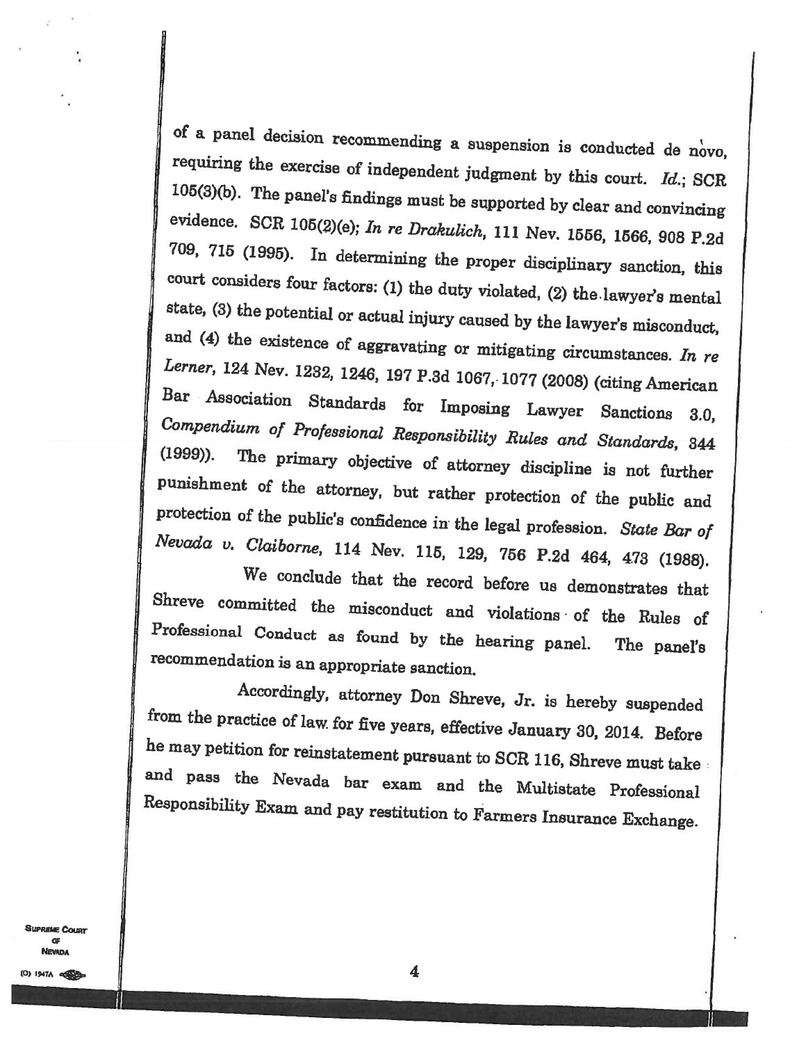of a panel decision recommending a suspension is conducted de novo, requiring the exercise of independent judgment by this court. *Id.*; SCR 105(3)(b). The panel's findings must be supported by clear and convincing evidence. SCR 105(2)(e); *In re Drakulich*, 111 Nev. 1556, 1566, 908 P.2d 709, 715 (1995). In determining the proper disciplinary sanction, this court considers four factors: (1) the duty violated, (2) the lawyer's mental state, (3) the potential or actual injury caused by the lawyer's misconduct, and (4) the existence of aggravating or mitigating circumstances. *In re Lerner*, 124 Nev. 1232, 1246, 197 P.3d 1067, 1077 (2008) (citing American Bar Association Standards for Imposing Lawyer Sanctions 3.0, *Compendium of Professional Responsibility Rules and Standards*, 344 (1999)). The primary objective of attorney discipline is not further punishment of the attorney, but rather protection of the public and protection of the public's confidence in the legal profession. *State Bar of Nevada v. Claiborne*, 114 Nev. 115, 129, 756 P.2d 464, 473 (1988).

We conclude that the record before us demonstrates that Shreve committed the misconduct and violations of the Rules of Professional Conduct as found by the hearing panel. The panel's recommendation is an appropriate sanction.

Accordingly, attorney Don Shreve, Jr. is hereby suspended from the practice of law for five years, effective January 30, 2014. Before he may petition for reinstatement pursuant to SCR 116, Shreve must take and pass the Nevada bar exam and the Multistate Professional Responsibility Exam and pay restitution to Farmers Insurance Exchange.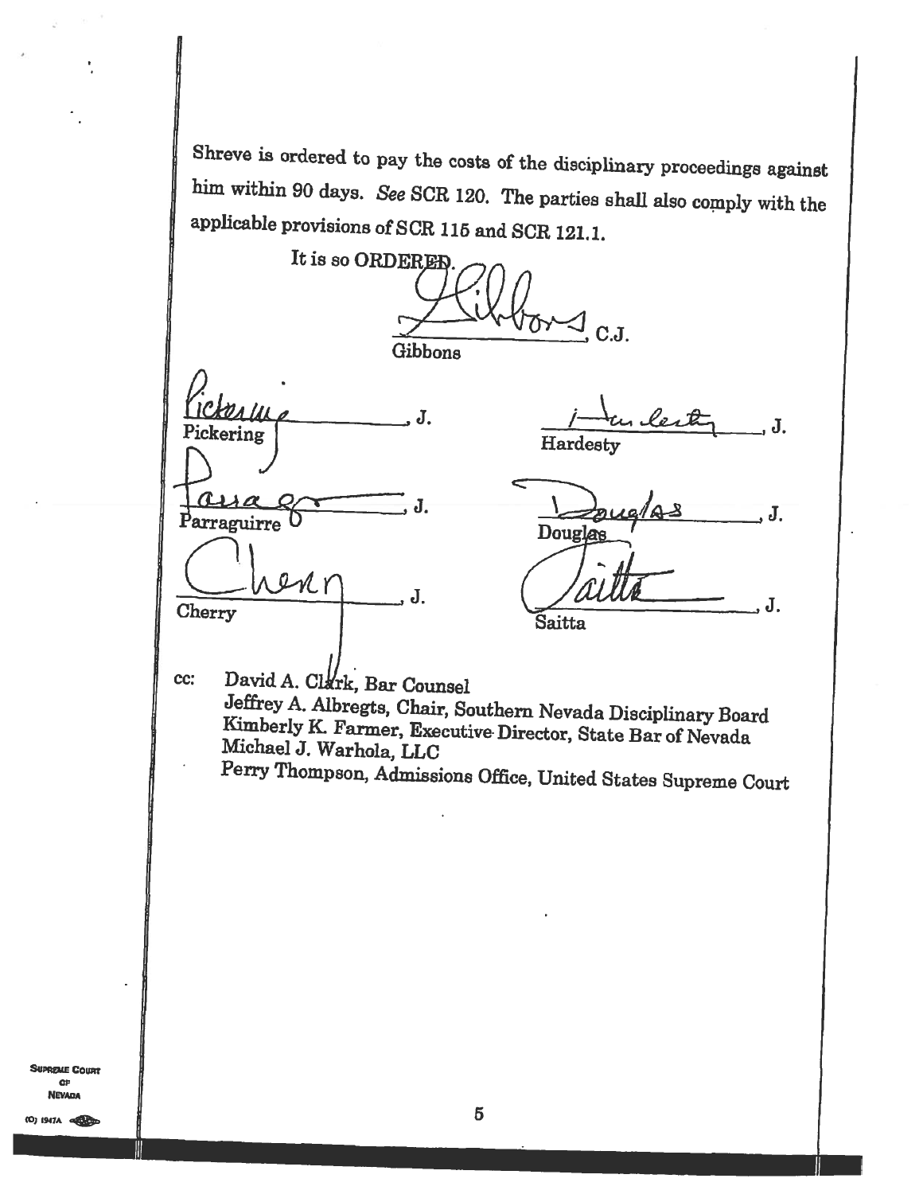Shreve is ordered to pay the costs of the disciplinary proceedings against him within 90 days. *See* SCR 120. The parties shall also comply with the applicable provisions of SCR 115 and SCR 121.1.

It is so ORDERED.

_______________, C.J.
Gibbons

_______________, J.
Pickering

_______________, J.
Hardesty

_______________, J.
Parraguirre

_______________, J.
Douglas

_______________, J.
Cherry

_______________, J.
Saitta

cc: David A. Clark, Bar Counsel
Jeffrey A. Albregts, Chair, Southern Nevada Disciplinary Board
Kimberly K. Farmer, Executive Director, State Bar of Nevada
Michael J. Warhola, LLC
Perry Thompson, Admissions Office, United States Supreme Court